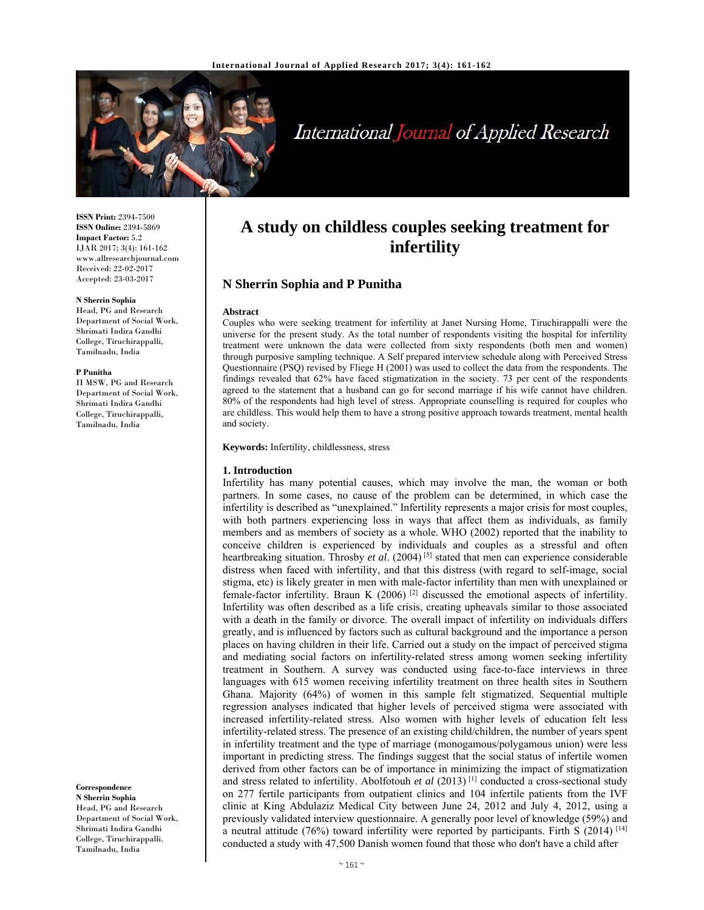**ISSN Print:** 2394-7500
**ISSN Online:** 2394-5869
**Impact Factor:** 5.2
IJAR 2017; 3(4): 161-162
www.allresearchjournal.com
Received: 22-02-2017
Accepted: 23-03-2017

**N Sherrin Sophia**
Head, PG and Research Department of Social Work, Shrimati Indira Gandhi College, Tiruchirappalli, Tamilnadu, India

**P Punitha**
II MSW, PG and Research Department of Social Work, Shrimati Indira Gandhi College, Tiruchirappalli, Tamilnadu, India

**Correspondence**
**N Sherrin Sophia**
Head, PG and Research Department of Social Work, Shrimati Indira Gandhi College, Tiruchirappalli. Tamilnadu, India

# A study on childless couples seeking treatment for infertility

## N Sherrin Sophia and P Punitha

### Abstract

Couples who were seeking treatment for infertility at Janet Nursing Home, Tiruchirappalli were the universe for the present study. As the total number of respondents visiting the hospital for infertility treatment were unknown the data were collected from sixty respondents (both men and women) through purposive sampling technique. A Self prepared interview schedule along with Perceived Stress Questionnaire (PSQ) revised by Fliege H (2001) was used to collect the data from the respondents. The findings revealed that 62% have faced stigmatization in the society. 73 per cent of the respondents agreed to the statement that a husband can go for second marriage if his wife cannot have children. 80% of the respondents had high level of stress. Appropriate counselling is required for couples who are childless. This would help them to have a strong positive approach towards treatment, mental health and society.

**Keywords:** Infertility, childlessness, stress

### 1. Introduction

Infertility has many potential causes, which may involve the man, the woman or both partners. In some cases, no cause of the problem can be determined, in which case the infertility is described as "unexplained." Infertility represents a major crisis for most couples, with both partners experiencing loss in ways that affect them as individuals, as family members and as members of society as a whole. WHO (2002) reported that the inability to conceive children is experienced by individuals and couples as a stressful and often heartbreaking situation. Throsby *et al*. (2004) [5] stated that men can experience considerable distress when faced with infertility, and that this distress (with regard to self-image, social stigma, etc) is likely greater in men with male-factor infertility than men with unexplained or female-factor infertility. Braun K (2006) [2] discussed the emotional aspects of infertility. Infertility was often described as a life crisis, creating upheavals similar to those associated with a death in the family or divorce. The overall impact of infertility on individuals differs greatly, and is influenced by factors such as cultural background and the importance a person places on having children in their life. Carried out a study on the impact of perceived stigma and mediating social factors on infertility-related stress among women seeking infertility treatment in Southern. A survey was conducted using face-to-face interviews in three languages with 615 women receiving infertility treatment on three health sites in Southern Ghana. Majority (64%) of women in this sample felt stigmatized. Sequential multiple regression analyses indicated that higher levels of perceived stigma were associated with increased infertility-related stress. Also women with higher levels of education felt less infertility-related stress. The presence of an existing child/children, the number of years spent in infertility treatment and the type of marriage (monogamous/polygamous union) were less important in predicting stress. The findings suggest that the social status of infertile women derived from other factors can be of importance in minimizing the impact of stigmatization and stress related to infertility. Abolfotouh *et al* (2013) [1] conducted a cross-sectional study on 277 fertile participants from outpatient clinics and 104 infertile patients from the IVF clinic at King Abdulaziz Medical City between June 24, 2012 and July 4, 2012, using a previously validated interview questionnaire. A generally poor level of knowledge (59%) and a neutral attitude (76%) toward infertility were reported by participants. Firth S (2014) [14] conducted a study with 47,500 Danish women found that those who don't have a child after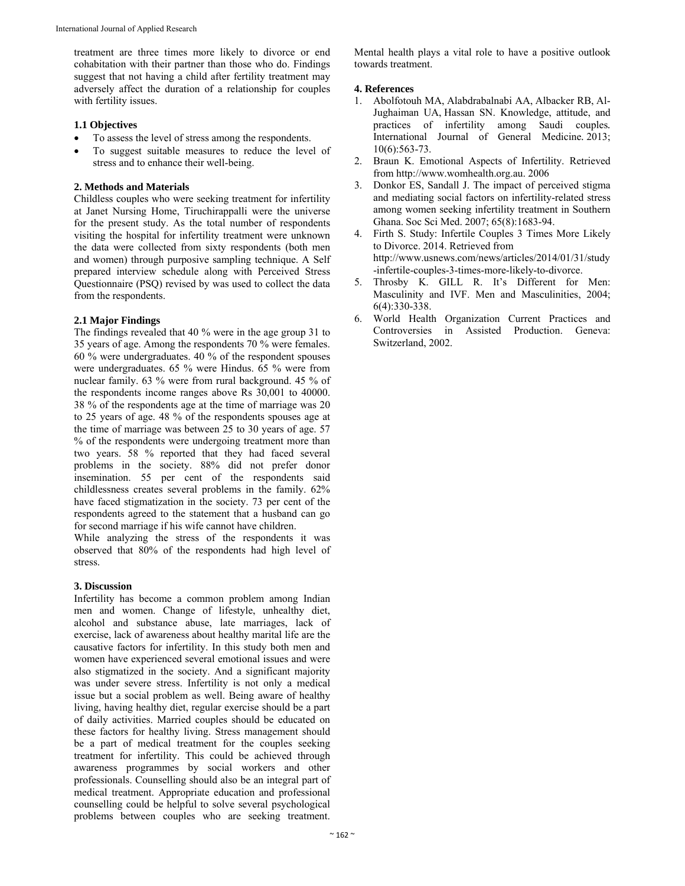treatment are three times more likely to divorce or end cohabitation with their partner than those who do. Findings suggest that not having a child after fertility treatment may adversely affect the duration of a relationship for couples with fertility issues.

### 1.1 Objectives

- To assess the level of stress among the respondents.
- To suggest suitable measures to reduce the level of stress and to enhance their well-being.

## 2. Methods and Materials

Childless couples who were seeking treatment for infertility at Janet Nursing Home, Tiruchirappalli were the universe for the present study. As the total number of respondents visiting the hospital for infertility treatment were unknown the data were collected from sixty respondents (both men and women) through purposive sampling technique. A Self prepared interview schedule along with Perceived Stress Questionnaire (PSQ) revised by was used to collect the data from the respondents.

### 2.1 Major Findings

The findings revealed that 40 % were in the age group 31 to 35 years of age. Among the respondents 70 % were females. 60 % were undergraduates. 40 % of the respondent spouses were undergraduates. 65 % were Hindus. 65 % were from nuclear family. 63 % were from rural background. 45 % of the respondents income ranges above Rs 30,001 to 40000. 38 % of the respondents age at the time of marriage was 20 to 25 years of age. 48 % of the respondents spouses age at the time of marriage was between 25 to 30 years of age. 57 % of the respondents were undergoing treatment more than two years. 58 % reported that they had faced several problems in the society. 88% did not prefer donor insemination. 55 per cent of the respondents said childlessness creates several problems in the family. 62% have faced stigmatization in the society. 73 per cent of the respondents agreed to the statement that a husband can go for second marriage if his wife cannot have children.

While analyzing the stress of the respondents it was observed that 80% of the respondents had high level of stress.

## 3. Discussion

Infertility has become a common problem among Indian men and women. Change of lifestyle, unhealthy diet, alcohol and substance abuse, late marriages, lack of exercise, lack of awareness about healthy marital life are the causative factors for infertility. In this study both men and women have experienced several emotional issues and were also stigmatized in the society. And a significant majority was under severe stress. Infertility is not only a medical issue but a social problem as well. Being aware of healthy living, having healthy diet, regular exercise should be a part of daily activities. Married couples should be educated on these factors for healthy living. Stress management should be a part of medical treatment for the couples seeking treatment for infertility. This could be achieved through awareness programmes by social workers and other professionals. Counselling should also be an integral part of medical treatment. Appropriate education and professional counselling could be helpful to solve several psychological problems between couples who are seeking treatment. Mental health plays a vital role to have a positive outlook towards treatment.

## 4. References

1. Abolfotouh MA, Alabdrabalnabi AA, Albacker RB, Al-Jughaiman UA, Hassan SN. Knowledge, attitude, and practices of infertility among Saudi couples. International Journal of General Medicine. 2013; 10(6):563-73.
2. Braun K. Emotional Aspects of Infertility. Retrieved from http://www.womhealth.org.au. 2006
3. Donkor ES, Sandall J. The impact of perceived stigma and mediating social factors on infertility-related stress among women seeking infertility treatment in Southern Ghana. Soc Sci Med. 2007; 65(8):1683-94.
4. Firth S. Study: Infertile Couples 3 Times More Likely to Divorce. 2014. Retrieved from http://www.usnews.com/news/articles/2014/01/31/study-infertile-couples-3-times-more-likely-to-divorce.
5. Throsby K. GILL R. It's Different for Men: Masculinity and IVF. Men and Masculinities, 2004; 6(4):330-338.
6. World Health Organization Current Practices and Controversies in Assisted Production. Geneva: Switzerland, 2002.